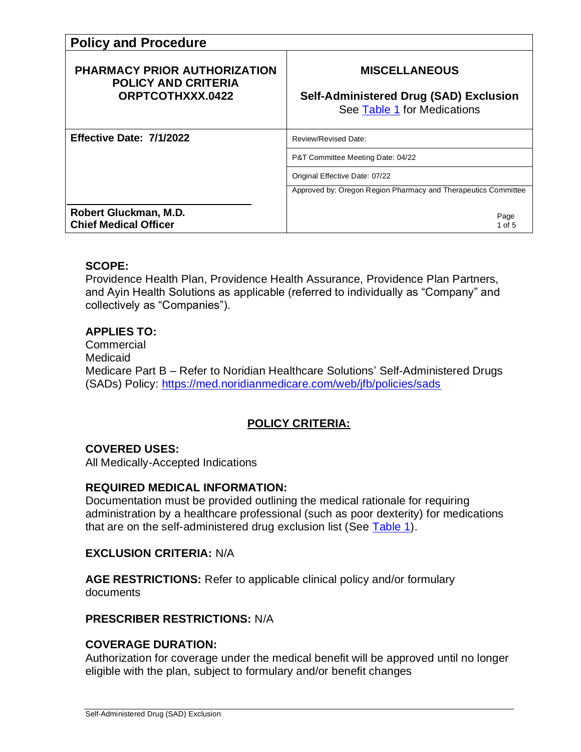# Policy and Procedure

| PHARMACY PRIOR AUTHORIZATION POLICY AND CRITERIA ORPTCOTHXXX.0422 | MISCELLANEOUS<br><br>Self-Administered Drug (SAD) Exclusion<br>See [Table 1](#) for Medications |
|---|---|
| **Effective Date: 7/1/2022** | Review/Revised Date: |
| | P&T Committee Meeting Date: 04/22 |
| | Original Effective Date: 07/22 |
| | Approved by: Oregon Region Pharmacy and Therapeutics Committee |
| **Robert Gluckman, M.D.**<br>**Chief Medical Officer** | Page 1 of 5 |

**SCOPE:**
Providence Health Plan, Providence Health Assurance, Providence Plan Partners, and Ayin Health Solutions as applicable (referred to individually as "Company" and collectively as "Companies").

**APPLIES TO:**
Commercial
Medicaid
Medicare Part B – Refer to Noridian Healthcare Solutions' Self-Administered Drugs (SADs) Policy: [https://med.noridianmedicare.com/web/jfb/policies/sads](https://med.noridianmedicare.com/web/jfb/policies/sads)

## POLICY CRITERIA:

**COVERED USES:**
All Medically-Accepted Indications

**REQUIRED MEDICAL INFORMATION:**
Documentation must be provided outlining the medical rationale for requiring administration by a healthcare professional (such as poor dexterity) for medications that are on the self-administered drug exclusion list (See [Table 1](#)).

**EXCLUSION CRITERIA:** N/A

**AGE RESTRICTIONS:** Refer to applicable clinical policy and/or formulary documents

**PRESCRIBER RESTRICTIONS:** N/A

**COVERAGE DURATION:**
Authorization for coverage under the medical benefit will be approved until no longer eligible with the plan, subject to formulary and/or benefit changes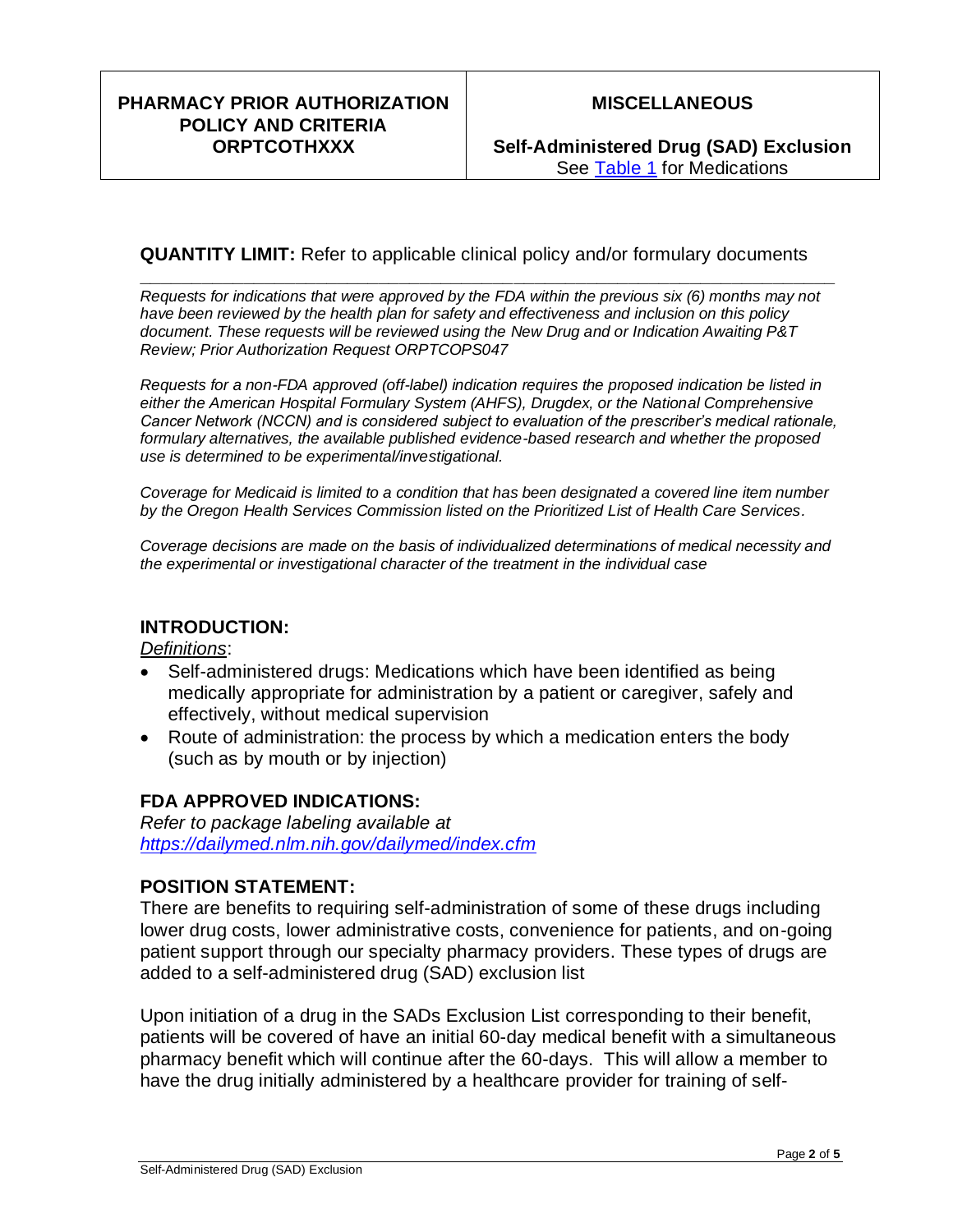| PHARMACY PRIOR AUTHORIZATION POLICY AND CRITERIA ORPTCOTHXXX | MISCELLANEOUS |
| --- | --- |
| | **Self-Administered Drug (SAD) Exclusion** See Table 1 for Medications |

**QUANTITY LIMIT:** Refer to applicable clinical policy and/or formulary documents

---

*Requests for indications that were approved by the FDA within the previous six (6) months may not have been reviewed by the health plan for safety and effectiveness and inclusion on this policy document. These requests will be reviewed using the New Drug and or Indication Awaiting P&T Review; Prior Authorization Request ORPTCOPS047*

*Requests for a non-FDA approved (off-label) indication requires the proposed indication be listed in either the American Hospital Formulary System (AHFS), Drugdex, or the National Comprehensive Cancer Network (NCCN) and is considered subject to evaluation of the prescriber's medical rationale, formulary alternatives, the available published evidence-based research and whether the proposed use is determined to be experimental/investigational.*

*Coverage for Medicaid is limited to a condition that has been designated a covered line item number by the Oregon Health Services Commission listed on the Prioritized List of Health Care Services.*

*Coverage decisions are made on the basis of individualized determinations of medical necessity and the experimental or investigational character of the treatment in the individual case*

## INTRODUCTION:

*Definitions*:

- Self-administered drugs: Medications which have been identified as being medically appropriate for administration by a patient or caregiver, safely and effectively, without medical supervision
- Route of administration: the process by which a medication enters the body (such as by mouth or by injection)

## FDA APPROVED INDICATIONS:

*Refer to package labeling available at https://dailymed.nlm.nih.gov/dailymed/index.cfm*

## POSITION STATEMENT:

There are benefits to requiring self-administration of some of these drugs including lower drug costs, lower administrative costs, convenience for patients, and on-going patient support through our specialty pharmacy providers. These types of drugs are added to a self-administered drug (SAD) exclusion list

Upon initiation of a drug in the SADs Exclusion List corresponding to their benefit, patients will be covered of have an initial 60-day medical benefit with a simultaneous pharmacy benefit which will continue after the 60-days. This will allow a member to have the drug initially administered by a healthcare provider for training of self-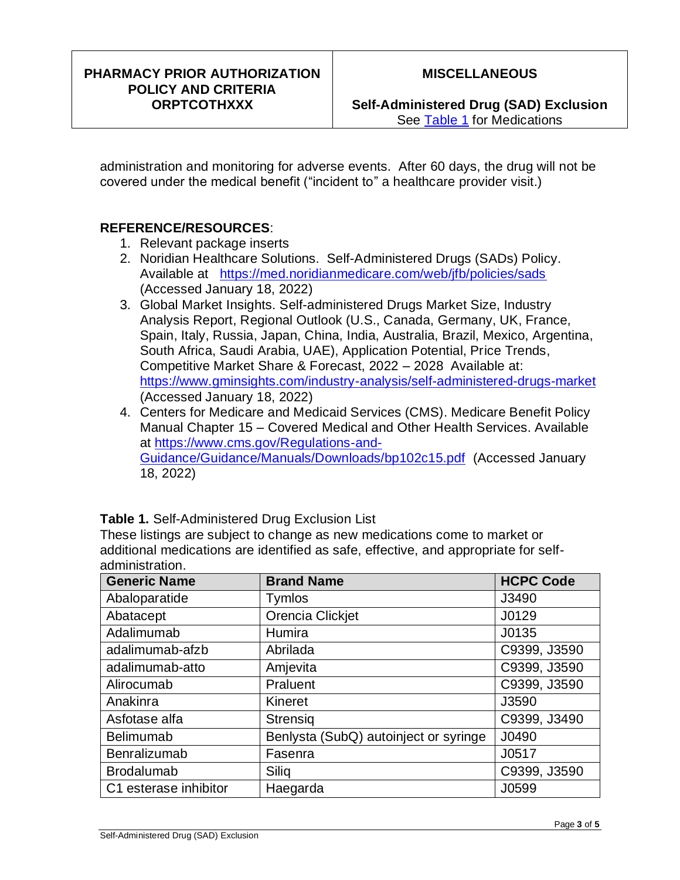administration and monitoring for adverse events. After 60 days, the drug will not be covered under the medical benefit ("incident to" a healthcare provider visit.)

## REFERENCE/RESOURCES:

1. Relevant package inserts
2. Noridian Healthcare Solutions. Self-Administered Drugs (SADs) Policy. Available at https://med.noridianmedicare.com/web/jfb/policies/sads (Accessed January 18, 2022)
3. Global Market Insights. Self-administered Drugs Market Size, Industry Analysis Report, Regional Outlook (U.S., Canada, Germany, UK, France, Spain, Italy, Russia, Japan, China, India, Australia, Brazil, Mexico, Argentina, South Africa, Saudi Arabia, UAE), Application Potential, Price Trends, Competitive Market Share & Forecast, 2022 – 2028 Available at: https://www.gminsights.com/industry-analysis/self-administered-drugs-market (Accessed January 18, 2022)
4. Centers for Medicare and Medicaid Services (CMS). Medicare Benefit Policy Manual Chapter 15 – Covered Medical and Other Health Services. Available at https://www.cms.gov/Regulations-and-Guidance/Guidance/Manuals/Downloads/bp102c15.pdf (Accessed January 18, 2022)

**Table 1.** Self-Administered Drug Exclusion List

These listings are subject to change as new medications come to market or additional medications are identified as safe, effective, and appropriate for self-administration.

| Generic Name | Brand Name | HCPC Code |
|---|---|---|
| Abaloparatide | Tymlos | J3490 |
| Abatacept | Orencia Clickjet | J0129 |
| Adalimumab | Humira | J0135 |
| adalimumab-afzb | Abrilada | C9399, J3590 |
| adalimumab-atto | Amjevita | C9399, J3590 |
| Alirocumab | Praluent | C9399, J3590 |
| Anakinra | Kineret | J3590 |
| Asfotase alfa | Strensiq | C9399, J3490 |
| Belimumab | Benlysta (SubQ) autoinject or syringe | J0490 |
| Benralizumab | Fasenra | J0517 |
| Brodalumab | Siliq | C9399, J3590 |
| C1 esterase inhibitor | Haegarda | J0599 |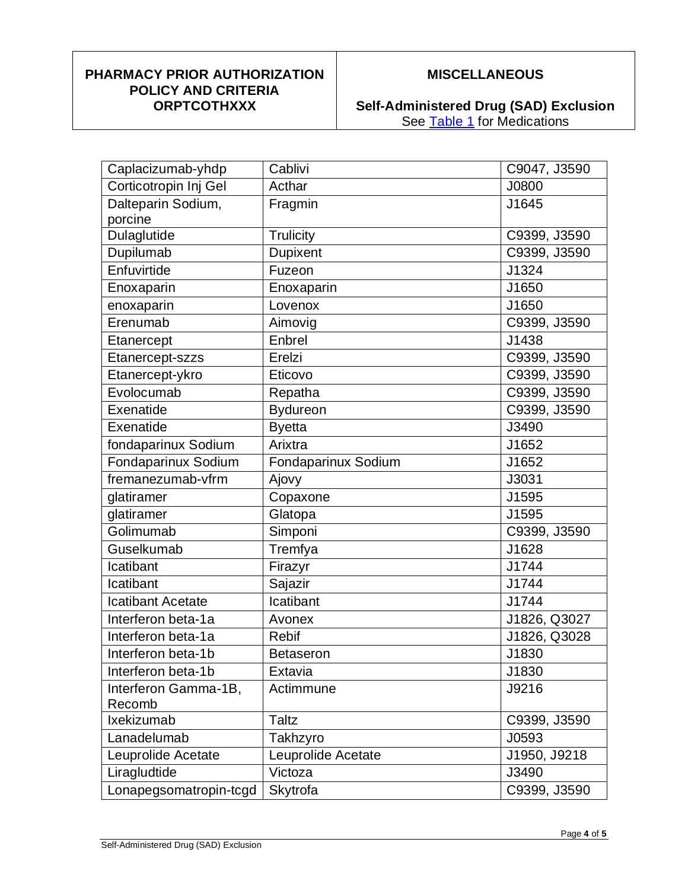| | | |
|---|---|---|
| Caplacizumab-yhdp | Cablivi | C9047, J3590 |
| Corticotropin Inj Gel | Acthar | J0800 |
| Dalteparin Sodium, porcine | Fragmin | J1645 |
| Dulaglutide | Trulicity | C9399, J3590 |
| Dupilumab | Dupixent | C9399, J3590 |
| Enfuvirtide | Fuzeon | J1324 |
| Enoxaparin | Enoxaparin | J1650 |
| enoxaparin | Lovenox | J1650 |
| Erenumab | Aimovig | C9399, J3590 |
| Etanercept | Enbrel | J1438 |
| Etanercept-szzs | Erelzi | C9399, J3590 |
| Etanercept-ykro | Eticovo | C9399, J3590 |
| Evolocumab | Repatha | C9399, J3590 |
| Exenatide | Bydureon | C9399, J3590 |
| Exenatide | Byetta | J3490 |
| fondaparinux Sodium | Arixtra | J1652 |
| Fondaparinux Sodium | Fondaparinux Sodium | J1652 |
| fremanezumab-vfrm | Ajovy | J3031 |
| glatiramer | Copaxone | J1595 |
| glatiramer | Glatopa | J1595 |
| Golimumab | Simponi | C9399, J3590 |
| Guselkumab | Tremfya | J1628 |
| Icatibant | Firazyr | J1744 |
| Icatibant | Sajazir | J1744 |
| Icatibant Acetate | Icatibant | J1744 |
| Interferon beta-1a | Avonex | J1826, Q3027 |
| Interferon beta-1a | Rebif | J1826, Q3028 |
| Interferon beta-1b | Betaseron | J1830 |
| Interferon beta-1b | Extavia | J1830 |
| Interferon Gamma-1B, Recomb | Actimmune | J9216 |
| Ixekizumab | Taltz | C9399, J3590 |
| Lanadelumab | Takhzyro | J0593 |
| Leuprolide Acetate | Leuprolide Acetate | J1950, J9218 |
| Liragludtide | Victoza | J3490 |
| Lonapegsomatropin-tcgd | Skytrofa | C9399, J3590 |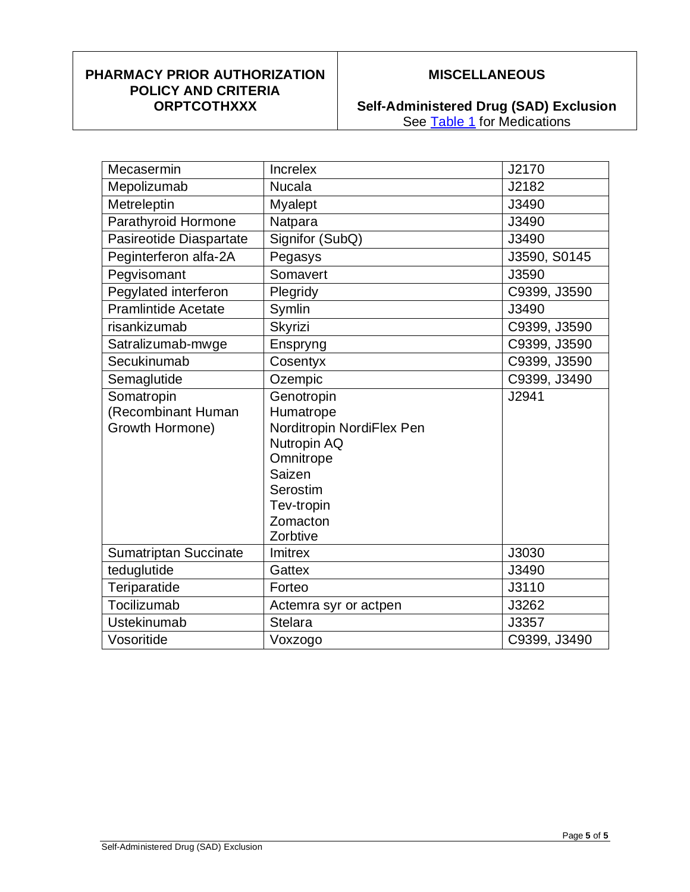| | | |
|---|---|---|
| Mecasermin | Increlex | J2170 |
| Mepolizumab | Nucala | J2182 |
| Metreleptin | Myalept | J3490 |
| Parathyroid Hormone | Natpara | J3490 |
| Pasireotide Diaspartate | Signifor (SubQ) | J3490 |
| Peginterferon alfa-2A | Pegasys | J3590, S0145 |
| Pegvisomant | Somavert | J3590 |
| Pegylated interferon | Plegridy | C9399, J3590 |
| Pramlintide Acetate | Symlin | J3490 |
| risankizumab | Skyrizi | C9399, J3590 |
| Satralizumab-mwge | Enspryng | C9399, J3590 |
| Secukinumab | Cosentyx | C9399, J3590 |
| Semaglutide | Ozempic | C9399, J3490 |
| Somatropin (Recombinant Human Growth Hormone) | Genotropin<br>Humatrope<br>Norditropin NordiFlex Pen<br>Nutropin AQ<br>Omnitrope<br>Saizen<br>Serostim<br>Tev-tropin<br>Zomacton<br>Zorbtive | J2941 |
| Sumatriptan Succinate | Imitrex | J3030 |
| teduglutide | Gattex | J3490 |
| Teriparatide | Forteo | J3110 |
| Tocilizumab | Actemra syr or actpen | J3262 |
| Ustekinumab | Stelara | J3357 |
| Vosoritide | Voxzogo | C9399, J3490 |